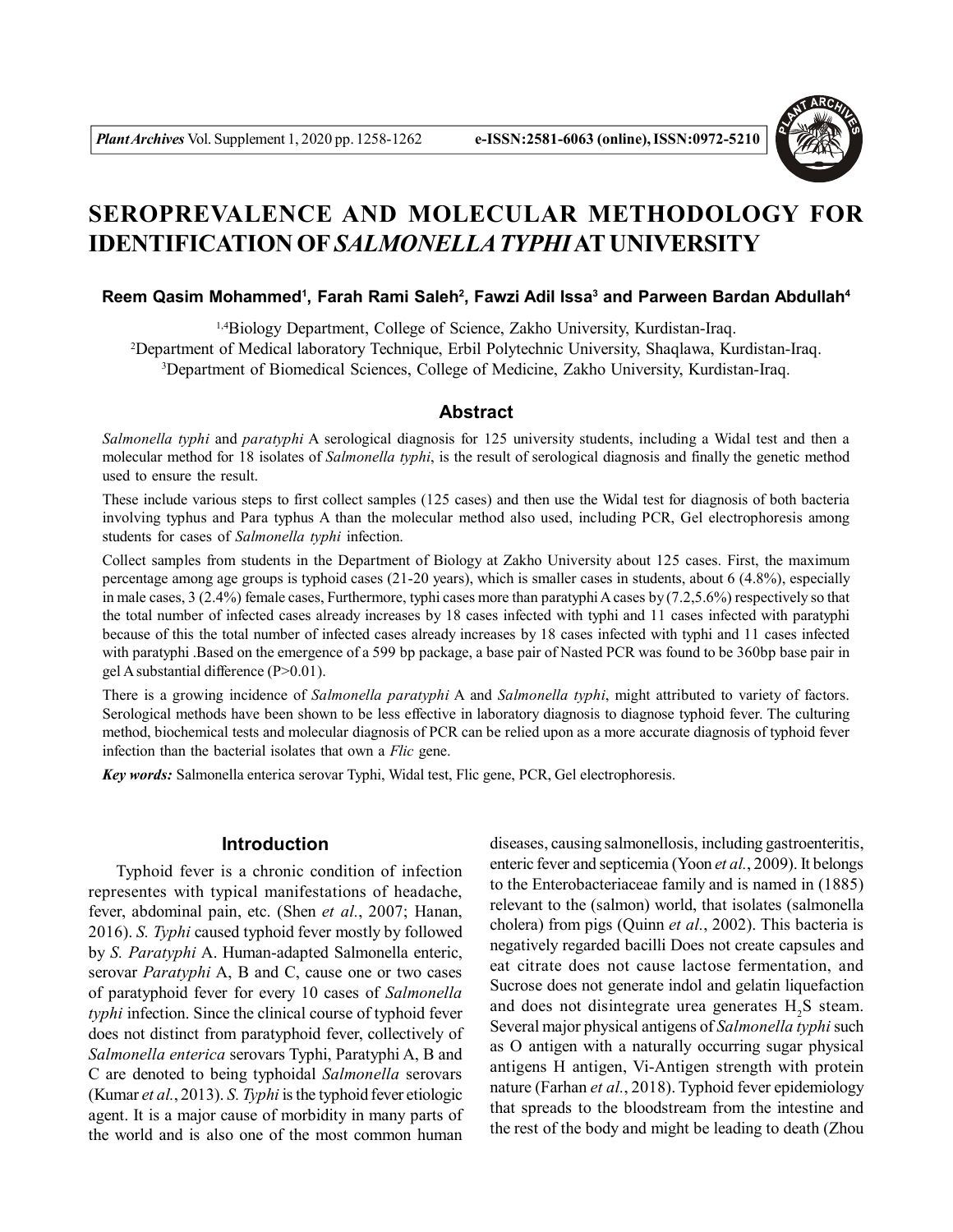# SEROPREVALENCE AND MOLECULAR METHODOLOGY FOR IDENTIFICATION OF *SALMONELLA TYPHI* AT UNIVERSITY

**Reem Qasim Mohammed[1], Farah Rami Saleh[2], Fawzi Adil Issa[3] and Parween Bardan Abdullah[4]**

[1,4]Biology Department, College of Science, Zakho University, Kurdistan-Iraq.
[2]Department of Medical laboratory Technique, Erbil Polytechnic University, Shaqlawa, Kurdistan-Iraq.
[3]Department of Biomedical Sciences, College of Medicine, Zakho University, Kurdistan-Iraq.

## Abstract

*Salmonella typhi* and *paratyphi* A serological diagnosis for 125 university students, including a Widal test and then a molecular method for 18 isolates of *Salmonella typhi*, is the result of serological diagnosis and finally the genetic method used to ensure the result.

These include various steps to first collect samples (125 cases) and then use the Widal test for diagnosis of both bacteria involving typhus and Para typhus A than the molecular method also used, including PCR, Gel electrophoresis among students for cases of *Salmonella typhi* infection.

Collect samples from students in the Department of Biology at Zakho University about 125 cases. First, the maximum percentage among age groups is typhoid cases (21-20 years), which is smaller cases in students, about 6 (4.8%), especially in male cases, 3 (2.4%) female cases, Furthermore, typhi cases more than paratyphi A cases by (7.2,5.6%) respectively so that the total number of infected cases already increases by 18 cases infected with typhi and 11 cases infected with paratyphi because of this the total number of infected cases already increases by 18 cases infected with typhi and 11 cases infected with paratyphi .Based on the emergence of a 599 bp package, a base pair of Nasted PCR was found to be 360bp base pair in gel A substantial difference (P>0.01).

There is a growing incidence of *Salmonella paratyphi* A and *Salmonella typhi*, might attributed to variety of factors. Serological methods have been shown to be less effective in laboratory diagnosis to diagnose typhoid fever. The culturing method, biochemical tests and molecular diagnosis of PCR can be relied upon as a more accurate diagnosis of typhoid fever infection than the bacterial isolates that own a *Flic* gene.

***Key words:*** Salmonella enterica serovar Typhi, Widal test, Flic gene, PCR, Gel electrophoresis.

## Introduction

Typhoid fever is a chronic condition of infection representes with typical manifestations of headache, fever, abdominal pain, etc. (Shen *et al.*, 2007; Hanan, 2016). *S. Typhi* caused typhoid fever mostly by followed by *S. Paratyphi* A. Human-adapted Salmonella enteric, serovar *Paratyphi* A, B and C, cause one or two cases of paratyphoid fever for every 10 cases of *Salmonella typhi* infection. Since the clinical course of typhoid fever does not distinct from paratyphoid fever, collectively of *Salmonella enterica* serovars Typhi, Paratyphi A, B and C are denoted to being typhoidal *Salmonella* serovars (Kumar *et al.*, 2013). *S. Typhi* is the typhoid fever etiologic agent. It is a major cause of morbidity in many parts of the world and is also one of the most common human diseases, causing salmonellosis, including gastroenteritis, enteric fever and septicemia (Yoon *et al.*, 2009). It belongs to the Enterobacteriaceae family and is named in (1885) relevant to the (salmon) world, that isolates (salmonella cholera) from pigs (Quinn *et al.*, 2002). This bacteria is negatively regarded bacilli Does not create capsules and eat citrate does not cause lactose fermentation, and Sucrose does not generate indol and gelatin liquefaction and does not disintegrate urea generates $H_2S$ steam. Several major physical antigens of *Salmonella typhi* such as O antigen with a naturally occurring sugar physical antigens H antigen, Vi-Antigen strength with protein nature (Farhan *et al.*, 2018). Typhoid fever epidemiology that spreads to the bloodstream from the intestine and the rest of the body and might be leading to death (Zhou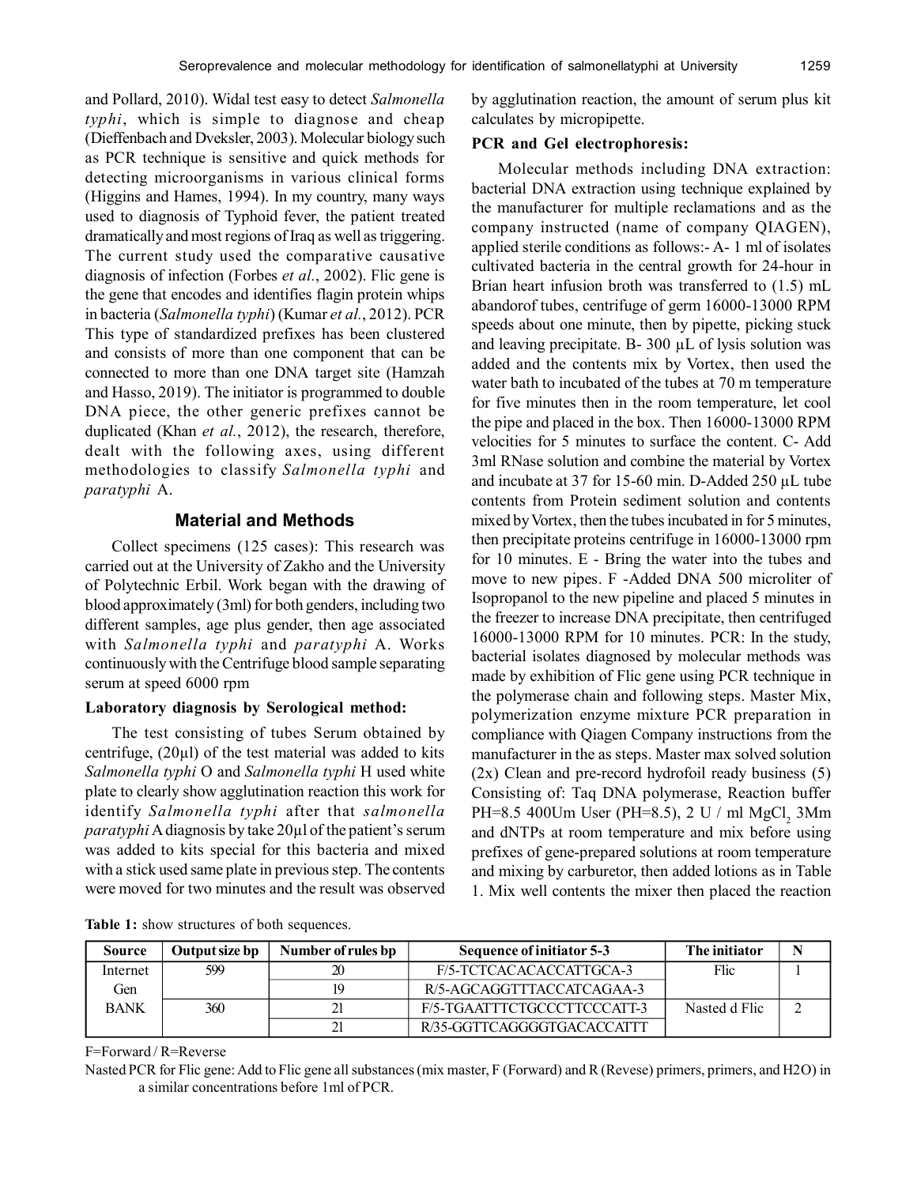and Pollard, 2010). Widal test easy to detect *Salmonella typhi*, which is simple to diagnose and cheap (Dieffenbach and Dveksler, 2003). Molecular biology such as PCR technique is sensitive and quick methods for detecting microorganisms in various clinical forms (Higgins and Hames, 1994). In my country, many ways used to diagnosis of Typhoid fever, the patient treated dramatically and most regions of Iraq as well as triggering. The current study used the comparative causative diagnosis of infection (Forbes *et al.*, 2002). Flic gene is the gene that encodes and identifies flagin protein whips in bacteria (*Salmonella typhi*) (Kumar *et al.*, 2012). PCR This type of standardized prefixes has been clustered and consists of more than one component that can be connected to more than one DNA target site (Hamzah and Hasso, 2019). The initiator is programmed to double DNA piece, the other generic prefixes cannot be duplicated (Khan *et al.*, 2012), the research, therefore, dealt with the following axes, using different methodologies to classify *Salmonella typhi* and *paratyphi* A.

## Material and Methods

Collect specimens (125 cases): This research was carried out at the University of Zakho and the University of Polytechnic Erbil. Work began with the drawing of blood approximately (3ml) for both genders, including two different samples, age plus gender, then age associated with *Salmonella typhi* and *paratyphi* A. Works continuously with the Centrifuge blood sample separating serum at speed 6000 rpm

### Laboratory diagnosis by Serological method:

The test consisting of tubes Serum obtained by centrifuge, (20µl) of the test material was added to kits *Salmonella typhi* O and *Salmonella typhi* H used white plate to clearly show agglutination reaction this work for identify *Salmonella typhi* after that *salmonella paratyphi* A diagnosis by take 20µl of the patient's serum was added to kits special for this bacteria and mixed with a stick used same plate in previous step. The contents were moved for two minutes and the result was observed by agglutination reaction, the amount of serum plus kit calculates by micropipette.

### PCR and Gel electrophoresis:

Molecular methods including DNA extraction: bacterial DNA extraction using technique explained by the manufacturer for multiple reclamations and as the company instructed (name of company QIAGEN), applied sterile conditions as follows:- A- 1 ml of isolates cultivated bacteria in the central growth for 24-hour in Brian heart infusion broth was transferred to (1.5) mL abandorof tubes, centrifuge of germ 16000-13000 RPM speeds about one minute, then by pipette, picking stuck and leaving precipitate. B- 300 µL of lysis solution was added and the contents mix by Vortex, then used the water bath to incubated of the tubes at 70 m temperature for five minutes then in the room temperature, let cool the pipe and placed in the box. Then 16000-13000 RPM velocities for 5 minutes to surface the content. C- Add 3ml RNase solution and combine the material by Vortex and incubate at 37 for 15-60 min. D-Added 250 µL tube contents from Protein sediment solution and contents mixed by Vortex, then the tubes incubated in for 5 minutes, then precipitate proteins centrifuge in 16000-13000 rpm for 10 minutes. E - Bring the water into the tubes and move to new pipes. F -Added DNA 500 microliter of Isopropanol to the new pipeline and placed 5 minutes in the freezer to increase DNA precipitate, then centrifuged 16000-13000 RPM for 10 minutes. PCR: In the study, bacterial isolates diagnosed by molecular methods was made by exhibition of Flic gene using PCR technique in the polymerase chain and following steps. Master Mix, polymerization enzyme mixture PCR preparation in compliance with Qiagen Company instructions from the manufacturer in the as steps. Master max solved solution (2x) Clean and pre-record hydrofoil ready business (5) Consisting of: Taq DNA polymerase, Reaction buffer PH=8.5 400Um User (PH=8.5), 2 U / ml $MgCl_2$ 3Mm and dNTPs at room temperature and mix before using prefixes of gene-prepared solutions at room temperature and mixing by carburetor, then added lotions as in Table 1. Mix well contents the mixer then placed the reaction

**Table 1:** show structures of both sequences.

| Source | Output size bp | Number of rules bp | Sequence of initiator 5-3 | The initiator | N |
|---|---|---|---|---|---|
| Internet | 599 | 20 | F/5-TCTCACACACCATTGCA-3 | Flic | 1 |
| Gen | | 19 | R/5-AGCAGGTTTACCATCAGAA-3 | | |
| BANK | 360 | 21 | F/5-TGAATTTCTGCCCTTCCCATT-3 | Nasted d Flic | 2 |
| | | 21 | R/35-GGTTCAGGGGTGACACCATTT | | |

F=Forward / R=Reverse

Nasted PCR for Flic gene: Add to Flic gene all substances (mix master, F (Forward) and R (Revese) primers, primers, and H2O) in a similar concentrations before 1ml of PCR.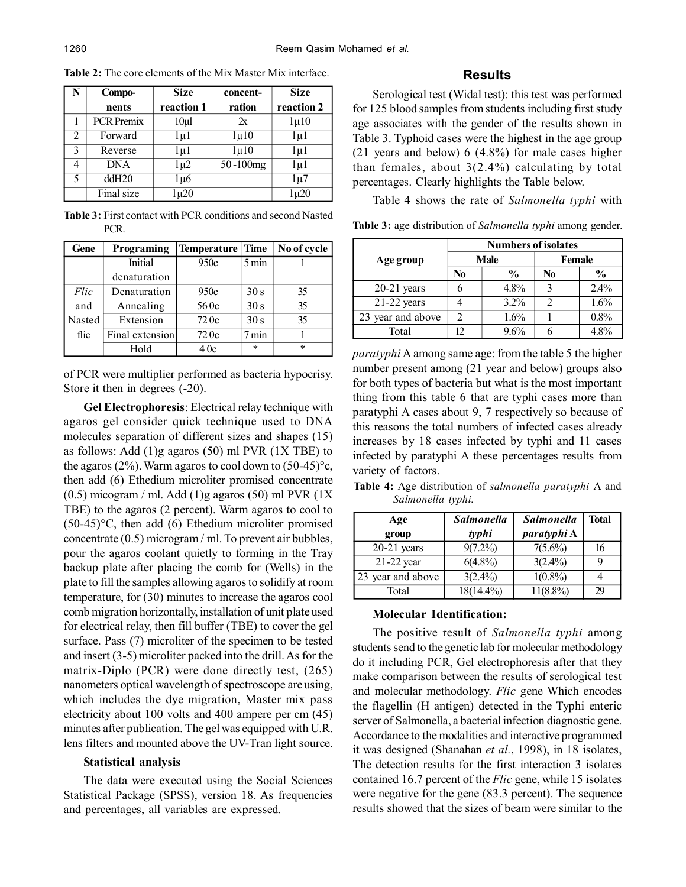**Table 2:** The core elements of the Mix Master Mix interface.

| N | Components | Size reaction 1 | concentration | Size reaction 2 |
|---|---|---|---|---|
| 1 | PCR Premix | 10µl | 2x | 1µ10 |
| 2 | Forward | 1µ1 | 1µ10 | 1µ1 |
| 3 | Reverse | 1µ1 | 1µ10 | 1µ1 |
| 4 | DNA | 1µ2 | 50-100mg | 1µ1 |
| 5 | ddH20 | 1µ6 | | 1µ7 |
| | Final size | 1µ20 | | 1µ20 |

**Table 3:** First contact with PCR conditions and second Nasted PCR.

| Gene | Programing | Temperature | Time | No of cycle |
|---|---|---|---|---|
| *Flic* and Nasted flic | Initial denaturation | 950c | 5 min | 1 |
| | Denaturation | 950c | 30 s | 35 |
| | Annealing | 560c | 30 s | 35 |
| | Extension | 720c | 30 s | 35 |
| | Final extension | 720c | 7 min | 1 |
| | Hold | 40c | * | * |

of PCR were multiplier performed as bacteria hypocrisy. Store it then in degrees (-20).

**Gel Electrophoresis**: Electrical relay technique with agaros gel consider quick technique used to DNA molecules separation of different sizes and shapes (15) as follows: Add (1)g agaros (50) ml PVR (1X TBE) to the agaros (2%). Warm agaros to cool down to (50-45)°c, then add (6) Ethedium microliter promised concentrate (0.5) micogram / ml. Add (1)g agaros (50) ml PVR (1X TBE) to the agaros (2 percent). Warm agaros to cool to (50-45)°C, then add (6) Ethedium microliter promised concentrate (0.5) microgram / ml. To prevent air bubbles, pour the agaros coolant quietly to forming in the Tray backup plate after placing the comb for (Wells) in the plate to fill the samples allowing agaros to solidify at room temperature, for (30) minutes to increase the agaros cool comb migration horizontally, installation of unit plate used for electrical relay, then fill buffer (TBE) to cover the gel surface. Pass (7) microliter of the specimen to be tested and insert (3-5) microliter packed into the drill. As for the matrix-Diplo (PCR) were done directly test, (265) nanometers optical wavelength of spectroscope are using, which includes the dye migration, Master mix pass electricity about 100 volts and 400 ampere per cm (45) minutes after publication. The gel was equipped with U.R. lens filters and mounted above the UV-Tran light source.

### Statistical analysis

The data were executed using the Social Sciences Statistical Package (SPSS), version 18. As frequencies and percentages, all variables are expressed.

## Results

Serological test (Widal test): this test was performed for 125 blood samples from students including first study age associates with the gender of the results shown in Table 3. Typhoid cases were the highest in the age group (21 years and below) 6 (4.8%) for male cases higher than females, about 3(2.4%) calculating by total percentages. Clearly highlights the Table below.

Table 4 shows the rate of *Salmonella typhi* with *paratyphi* A among same age: from the table 5 the higher number present among (21 year and below) groups also for both types of bacteria but what is the most important thing from this table 6 that are typhi cases more than paratyphi A cases about 9, 7 respectively so because of this reasons the total numbers of infected cases already increases by 18 cases infected by typhi and 11 cases infected by paratyphi A these percentages results from variety of factors.

**Table 3:** age distribution of *Salmonella typhi* among gender.

| Age group | Numbers of isolates | | | |
|---|---|---|---|---|
| | Male | | Female | |
| | No | % | No | % |
| 20-21 years | 6 | 4.8% | 3 | 2.4% |
| 21-22 years | 4 | 3.2% | 2 | 1.6% |
| 23 year and above | 2 | 1.6% | 1 | 0.8% |
| Total | 12 | 9.6% | 6 | 4.8% |

**Table 4:** Age distribution of *salmonella paratyphi* A and *Salmonella typhi.*

| Age group | *Salmonella typhi* | *Salmonella paratyphi* A | Total |
|---|---|---|---|
| 20-21 years | 9(7.2%) | 7(5.6%) | 16 |
| 21-22 year | 6(4.8%) | 3(2.4%) | 9 |
| 23 year and above | 3(2.4%) | 1(0.8%) | 4 |
| Total | 18(14.4%) | 11(8.8%) | 29 |

### Molecular Identification:

The positive result of *Salmonella typhi* among students send to the genetic lab for molecular methodology do it including PCR, Gel electrophoresis after that they make comparison between the results of serological test and molecular methodology. *Flic* gene Which encodes the flagellin (H antigen) detected in the Typhi enteric server of Salmonella, a bacterial infection diagnostic gene. Accordance to the modalities and interactive programmed it was designed (Shanahan *et al.*, 1998), in 18 isolates, The detection results for the first interaction 3 isolates contained 16.7 percent of the *Flic* gene, while 15 isolates were negative for the gene (83.3 percent). The sequence results showed that the sizes of beam were similar to the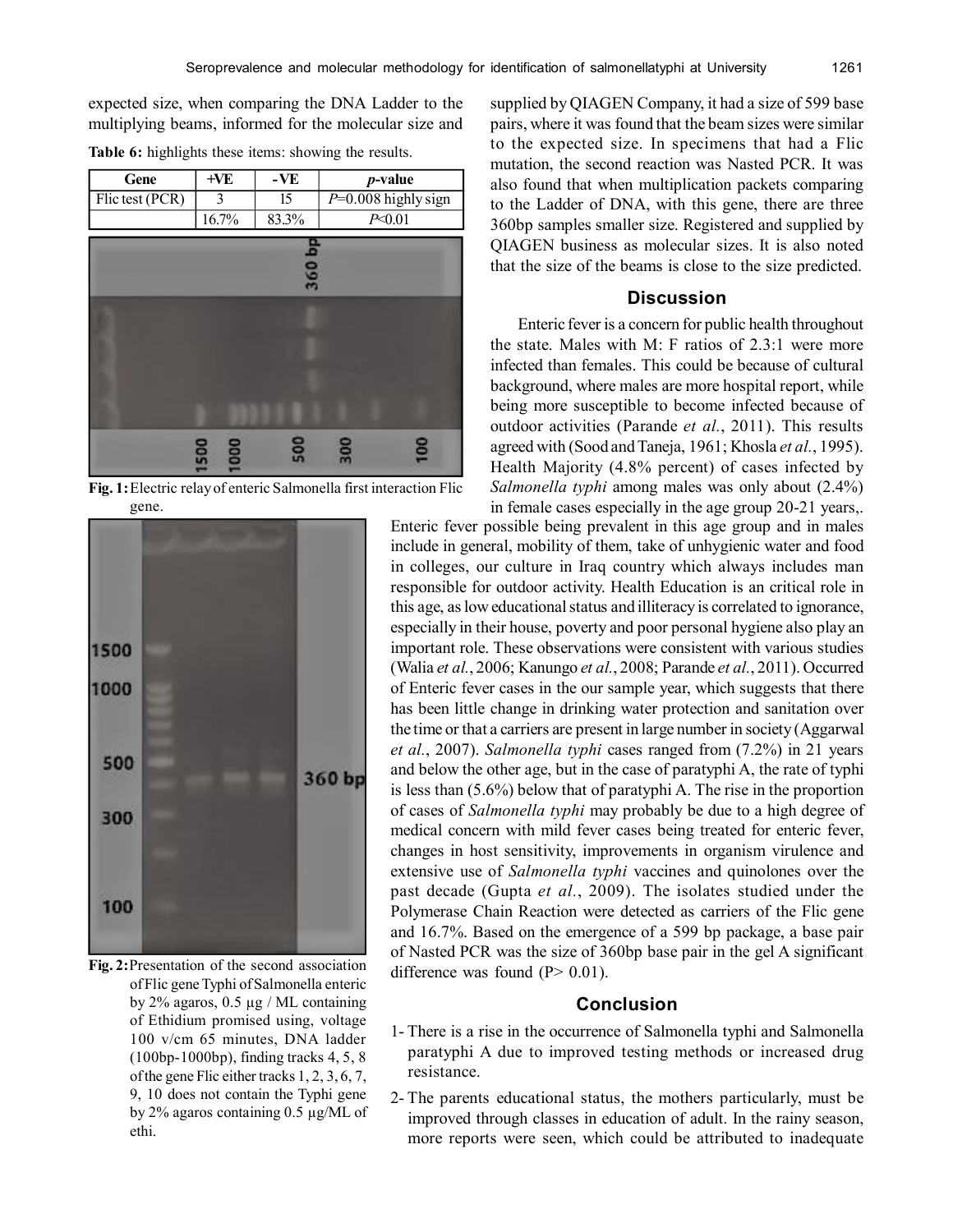expected size, when comparing the DNA Ladder to the multiplying beams, informed for the molecular size and

**Table 6:** highlights these items: showing the results.

| Gene | +VE | -VE | *p*-value |
|---|---|---|---|
| Flic test (PCR) | 3 | 15 | *P*=0.008 highly sign |
| | 16.7% | 83.3% | *P*<0.01 |

**Fig. 1:** Electric relay of enteric Salmonella first interaction Flic gene.

**Fig. 2:** Presentation of the second association of Flic gene Typhi of Salmonella enteric by 2% agaros, 0.5 µg / ML containing of Ethidium promised using, voltage 100 v/cm 65 minutes, DNA ladder (100bp-1000bp), finding tracks 4, 5, 8 of the gene Flic either tracks 1, 2, 3, 6, 7, 9, 10 does not contain the Typhi gene by 2% agaros containing 0.5 µg/ML of ethi.

supplied by QIAGEN Company, it had a size of 599 base pairs, where it was found that the beam sizes were similar to the expected size. In specimens that had a Flic mutation, the second reaction was Nasted PCR. It was also found that when multiplication packets comparing to the Ladder of DNA, with this gene, there are three 360bp samples smaller size. Registered and supplied by QIAGEN business as molecular sizes. It is also noted that the size of the beams is close to the size predicted.

## Discussion

Enteric fever is a concern for public health throughout the state. Males with M: F ratios of 2.3:1 were more infected than females. This could be because of cultural background, where males are more hospital report, while being more susceptible to become infected because of outdoor activities (Parande *et al.*, 2011). This results agreed with (Sood and Taneja, 1961; Khosla *et al.*, 1995). Health Majority (4.8% percent) of cases infected by *Salmonella typhi* among males was only about (2.4%) in female cases especially in the age group 20-21 years,. Enteric fever possible being prevalent in this age group and in males include in general, mobility of them, take of unhygienic water and food in colleges, our culture in Iraq country which always includes man responsible for outdoor activity. Health Education is an critical role in this age, as low educational status and illiteracy is correlated to ignorance, especially in their house, poverty and poor personal hygiene also play an important role. These observations were consistent with various studies (Walia *et al.*, 2006; Kanungo *et al.*, 2008; Parande *et al.*, 2011). Occurred of Enteric fever cases in the our sample year, which suggests that there has been little change in drinking water protection and sanitation over the time or that a carriers are present in large number in society (Aggarwal *et al.*, 2007). *Salmonella typhi* cases ranged from (7.2%) in 21 years and below the other age, but in the case of paratyphi A, the rate of typhi is less than (5.6%) below that of paratyphi A. The rise in the proportion of cases of *Salmonella typhi* may probably be due to a high degree of medical concern with mild fever cases being treated for enteric fever, changes in host sensitivity, improvements in organism virulence and extensive use of *Salmonella typhi* vaccines and quinolones over the past decade (Gupta *et al.*, 2009). The isolates studied under the Polymerase Chain Reaction were detected as carriers of the Flic gene and 16.7%. Based on the emergence of a 599 bp package, a base pair of Nasted PCR was the size of 360bp base pair in the gel A significant difference was found (P> 0.01).

## Conclusion

1- There is a rise in the occurrence of Salmonella typhi and Salmonella paratyphi A due to improved testing methods or increased drug resistance.

2- The parents educational status, the mothers particularly, must be improved through classes in education of adult. In the rainy season, more reports were seen, which could be attributed to inadequate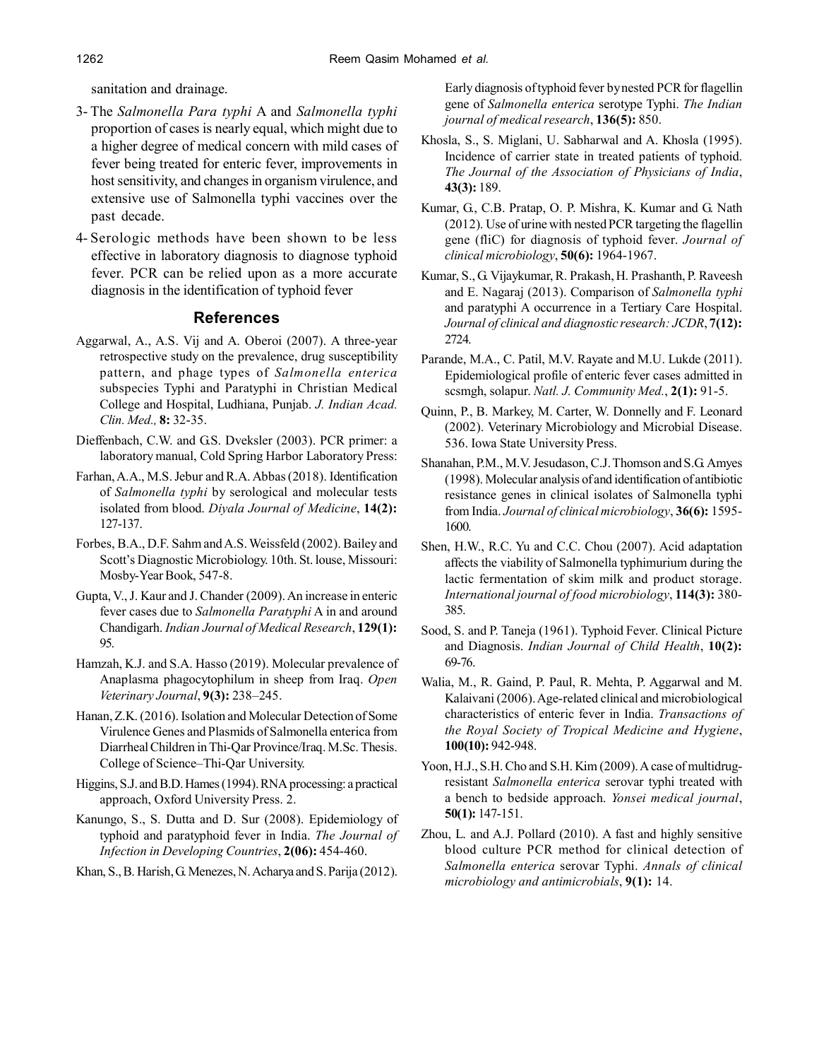sanitation and drainage.

3- The *Salmonella Para typhi* A and *Salmonella typhi* proportion of cases is nearly equal, which might due to a higher degree of medical concern with mild cases of fever being treated for enteric fever, improvements in host sensitivity, and changes in organism virulence, and extensive use of Salmonella typhi vaccines over the past decade.

4- Serologic methods have been shown to be less effective in laboratory diagnosis to diagnose typhoid fever. PCR can be relied upon as a more accurate diagnosis in the identification of typhoid fever

## References

Aggarwal, A., A.S. Vij and A. Oberoi (2007). A three-year retrospective study on the prevalence, drug susceptibility pattern, and phage types of *Salmonella enterica* subspecies Typhi and Paratyphi in Christian Medical College and Hospital, Ludhiana, Punjab. *J. Indian Acad. Clin. Med.,* **8:** 32-35.

Dieffenbach, C.W. and G.S. Dveksler (2003). PCR primer: a laboratory manual, Cold Spring Harbor Laboratory Press:

Farhan, A.A., M.S. Jebur and R.A. Abbas (2018). Identification of *Salmonella typhi* by serological and molecular tests isolated from blood. *Diyala Journal of Medicine*, **14(2):** 127-137.

Forbes, B.A., D.F. Sahm and A.S. Weissfeld (2002). Bailey and Scott's Diagnostic Microbiology. 10th. St. louse, Missouri: Mosby-Year Book, 547-8.

Gupta, V., J. Kaur and J. Chander (2009). An increase in enteric fever cases due to *Salmonella Paratyphi* A in and around Chandigarh. *Indian Journal of Medical Research*, **129(1):** 95.

Hamzah, K.J. and S.A. Hasso (2019). Molecular prevalence of Anaplasma phagocytophilum in sheep from Iraq. *Open Veterinary Journal*, **9(3):** 238–245.

Hanan, Z.K. (2016). Isolation and Molecular Detection of Some Virulence Genes and Plasmids of Salmonella enterica from Diarrheal Children in Thi-Qar Province/Iraq. M.Sc. Thesis. College of Science–Thi-Qar University.

Higgins, S.J. and B.D. Hames (1994). RNA processing: a practical approach, Oxford University Press. 2.

Kanungo, S., S. Dutta and D. Sur (2008). Epidemiology of typhoid and paratyphoid fever in India. *The Journal of Infection in Developing Countries*, **2(06):** 454-460.

Khan, S., B. Harish, G. Menezes, N. Acharya and S. Parija (2012). Early diagnosis of typhoid fever by nested PCR for flagellin gene of *Salmonella enterica* serotype Typhi. *The Indian journal of medical research*, **136(5):** 850.

Khosla, S., S. Miglani, U. Sabharwal and A. Khosla (1995). Incidence of carrier state in treated patients of typhoid. *The Journal of the Association of Physicians of India*, **43(3):** 189.

Kumar, G., C.B. Pratap, O. P. Mishra, K. Kumar and G. Nath (2012). Use of urine with nested PCR targeting the flagellin gene (fliC) for diagnosis of typhoid fever. *Journal of clinical microbiology*, **50(6):** 1964-1967.

Kumar, S., G. Vijaykumar, R. Prakash, H. Prashanth, P. Raveesh and E. Nagaraj (2013). Comparison of *Salmonella typhi* and paratyphi A occurrence in a Tertiary Care Hospital. *Journal of clinical and diagnostic research: JCDR*, **7(12):** 2724.

Parande, M.A., C. Patil, M.V. Rayate and M.U. Lukde (2011). Epidemiological profile of enteric fever cases admitted in scsmgh, solapur. *Natl. J. Community Med.*, **2(1):** 91-5.

Quinn, P., B. Markey, M. Carter, W. Donnelly and F. Leonard (2002). Veterinary Microbiology and Microbial Disease. 536. Iowa State University Press.

Shanahan, P.M., M.V. Jesudason, C.J. Thomson and S.G. Amyes (1998). Molecular analysis of and identification of antibiotic resistance genes in clinical isolates of Salmonella typhi from India. *Journal of clinical microbiology*, **36(6):** 1595-1600.

Shen, H.W., R.C. Yu and C.C. Chou (2007). Acid adaptation affects the viability of Salmonella typhimurium during the lactic fermentation of skim milk and product storage. *International journal of food microbiology*, **114(3):** 380-385.

Sood, S. and P. Taneja (1961). Typhoid Fever. Clinical Picture and Diagnosis. *Indian Journal of Child Health*, **10(2):** 69-76.

Walia, M., R. Gaind, P. Paul, R. Mehta, P. Aggarwal and M. Kalaivani (2006). Age-related clinical and microbiological characteristics of enteric fever in India. *Transactions of the Royal Society of Tropical Medicine and Hygiene*, **100(10):** 942-948.

Yoon, H.J., S.H. Cho and S.H. Kim (2009). A case of multidrug-resistant *Salmonella enterica* serovar typhi treated with a bench to bedside approach. *Yonsei medical journal*, **50(1):** 147-151.

Zhou, L. and A.J. Pollard (2010). A fast and highly sensitive blood culture PCR method for clinical detection of *Salmonella enterica* serovar Typhi. *Annals of clinical microbiology and antimicrobials*, **9(1):** 14.